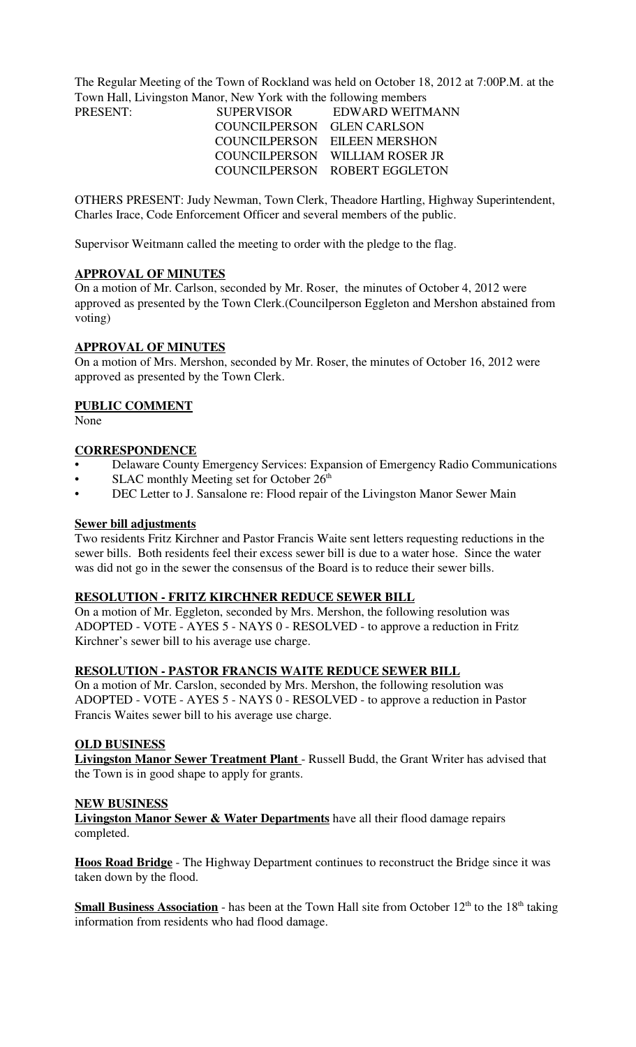The Regular Meeting of the Town of Rockland was held on October 18, 2012 at 7:00P.M. at the Town Hall, Livingston Manor, New York with the following members

| PRESENT: | SUPERVISOR | EDWARD WEITMANN |
|---|---|---|
| | COUNCILPERSON | GLEN CARLSON |
| | COUNCILPERSON | EILEEN MERSHON |
| | COUNCILPERSON | WILLIAM ROSER JR |
| | COUNCILPERSON | ROBERT EGGLETON |

OTHERS PRESENT: Judy Newman, Town Clerk, Theadore Hartling, Highway Superintendent, Charles Irace, Code Enforcement Officer and several members of the public.

Supervisor Weitmann called the meeting to order with the pledge to the flag.

**APPROVAL OF MINUTES**

On a motion of Mr. Carlson, seconded by Mr. Roser, the minutes of October 4, 2012 were approved as presented by the Town Clerk.(Councilperson Eggleton and Mershon abstained from voting)

**APPROVAL OF MINUTES**

On a motion of Mrs. Mershon, seconded by Mr. Roser, the minutes of October 16, 2012 were approved as presented by the Town Clerk.

**PUBLIC COMMENT**

None

**CORRESPONDENCE**

- Delaware County Emergency Services: Expansion of Emergency Radio Communications
- SLAC monthly Meeting set for October 26th
- DEC Letter to J. Sansalone re: Flood repair of the Livingston Manor Sewer Main

**Sewer bill adjustments**

Two residents Fritz Kirchner and Pastor Francis Waite sent letters requesting reductions in the sewer bills. Both residents feel their excess sewer bill is due to a water hose. Since the water was did not go in the sewer the consensus of the Board is to reduce their sewer bills.

**RESOLUTION - FRITZ KIRCHNER REDUCE SEWER BILL**

On a motion of Mr. Eggleton, seconded by Mrs. Mershon, the following resolution was ADOPTED - VOTE - AYES 5 - NAYS 0 - RESOLVED - to approve a reduction in Fritz Kirchner's sewer bill to his average use charge.

**RESOLUTION - PASTOR FRANCIS WAITE REDUCE SEWER BILL**

On a motion of Mr. Carslon, seconded by Mrs. Mershon, the following resolution was ADOPTED - VOTE - AYES 5 - NAYS 0 - RESOLVED - to approve a reduction in Pastor Francis Waites sewer bill to his average use charge.

**OLD BUSINESS**

**Livingston Manor Sewer Treatment Plant** - Russell Budd, the Grant Writer has advised that the Town is in good shape to apply for grants.

**NEW BUSINESS**

**Livingston Manor Sewer & Water Departments** have all their flood damage repairs completed.

**Hoos Road Bridge** - The Highway Department continues to reconstruct the Bridge since it was taken down by the flood.

**Small Business Association** - has been at the Town Hall site from October 12th to the 18th taking information from residents who had flood damage.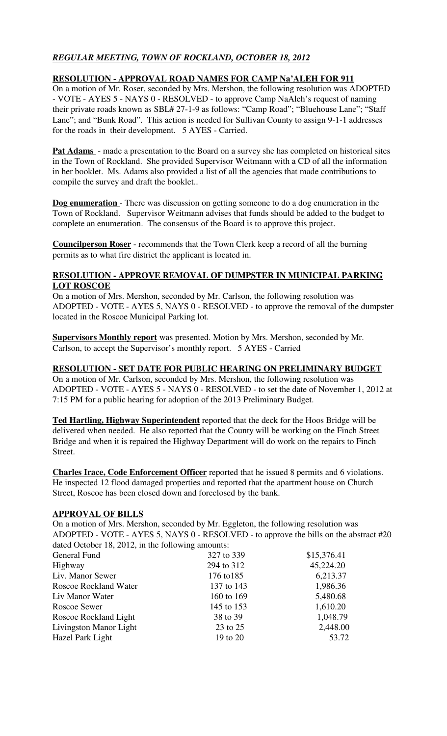## *REGULAR MEETING, TOWN OF ROCKLAND, OCTOBER 18, 2012*

**RESOLUTION - APPROVAL ROAD NAMES FOR CAMP Na'ALEH FOR 911**

On a motion of Mr. Roser, seconded by Mrs. Mershon, the following resolution was ADOPTED - VOTE - AYES 5 - NAYS 0 - RESOLVED - to approve Camp NaAleh's request of naming their private roads known as SBL# 27-1-9 as follows: "Camp Road"; "Bluehouse Lane"; "Staff Lane"; and "Bunk Road". This action is needed for Sullivan County to assign 9-1-1 addresses for the roads in their development. 5 AYES - Carried.

**Pat Adams** - made a presentation to the Board on a survey she has completed on historical sites in the Town of Rockland. She provided Supervisor Weitmann with a CD of all the information in her booklet. Ms. Adams also provided a list of all the agencies that made contributions to compile the survey and draft the booklet..

**Dog enumeration** - There was discussion on getting someone to do a dog enumeration in the Town of Rockland. Supervisor Weitmann advises that funds should be added to the budget to complete an enumeration. The consensus of the Board is to approve this project.

**Councilperson Roser** - recommends that the Town Clerk keep a record of all the burning permits as to what fire district the applicant is located in.

**RESOLUTION - APPROVE REMOVAL OF DUMPSTER IN MUNICIPAL PARKING LOT ROSCOE**

On a motion of Mrs. Mershon, seconded by Mr. Carlson, the following resolution was ADOPTED - VOTE - AYES 5, NAYS 0 - RESOLVED - to approve the removal of the dumpster located in the Roscoe Municipal Parking lot.

**Supervisors Monthly report** was presented. Motion by Mrs. Mershon, seconded by Mr. Carlson, to accept the Supervisor's monthly report. 5 AYES - Carried

**RESOLUTION - SET DATE FOR PUBLIC HEARING ON PRELIMINARY BUDGET**

On a motion of Mr. Carlson, seconded by Mrs. Mershon, the following resolution was ADOPTED - VOTE - AYES 5 - NAYS 0 - RESOLVED - to set the date of November 1, 2012 at 7:15 PM for a public hearing for adoption of the 2013 Preliminary Budget.

**Ted Hartling, Highway Superintendent** reported that the deck for the Hoos Bridge will be delivered when needed. He also reported that the County will be working on the Finch Street Bridge and when it is repaired the Highway Department will do work on the repairs to Finch Street.

**Charles Irace, Code Enforcement Officer** reported that he issued 8 permits and 6 violations. He inspected 12 flood damaged properties and reported that the apartment house on Church Street, Roscoe has been closed down and foreclosed by the bank.

**APPROVAL OF BILLS**

On a motion of Mrs. Mershon, seconded by Mr. Eggleton, the following resolution was ADOPTED - VOTE - AYES 5, NAYS 0 - RESOLVED - to approve the bills on the abstract #20 dated October 18, 2012, in the following amounts:

| | | |
|---|---|---|
| General Fund | 327 to 339 | $15,376.41 |
| Highway | 294 to 312 | 45,224.20 |
| Liv. Manor Sewer | 176 to185 | 6,213.37 |
| Roscoe Rockland Water | 137 to 143 | 1,986.36 |
| Liv Manor Water | 160 to 169 | 5,480.68 |
| Roscoe Sewer | 145 to 153 | 1,610.20 |
| Roscoe Rockland Light | 38 to 39 | 1,048.79 |
| Livingston Manor Light | 23 to 25 | 2,448.00 |
| Hazel Park Light | 19 to 20 | 53.72 |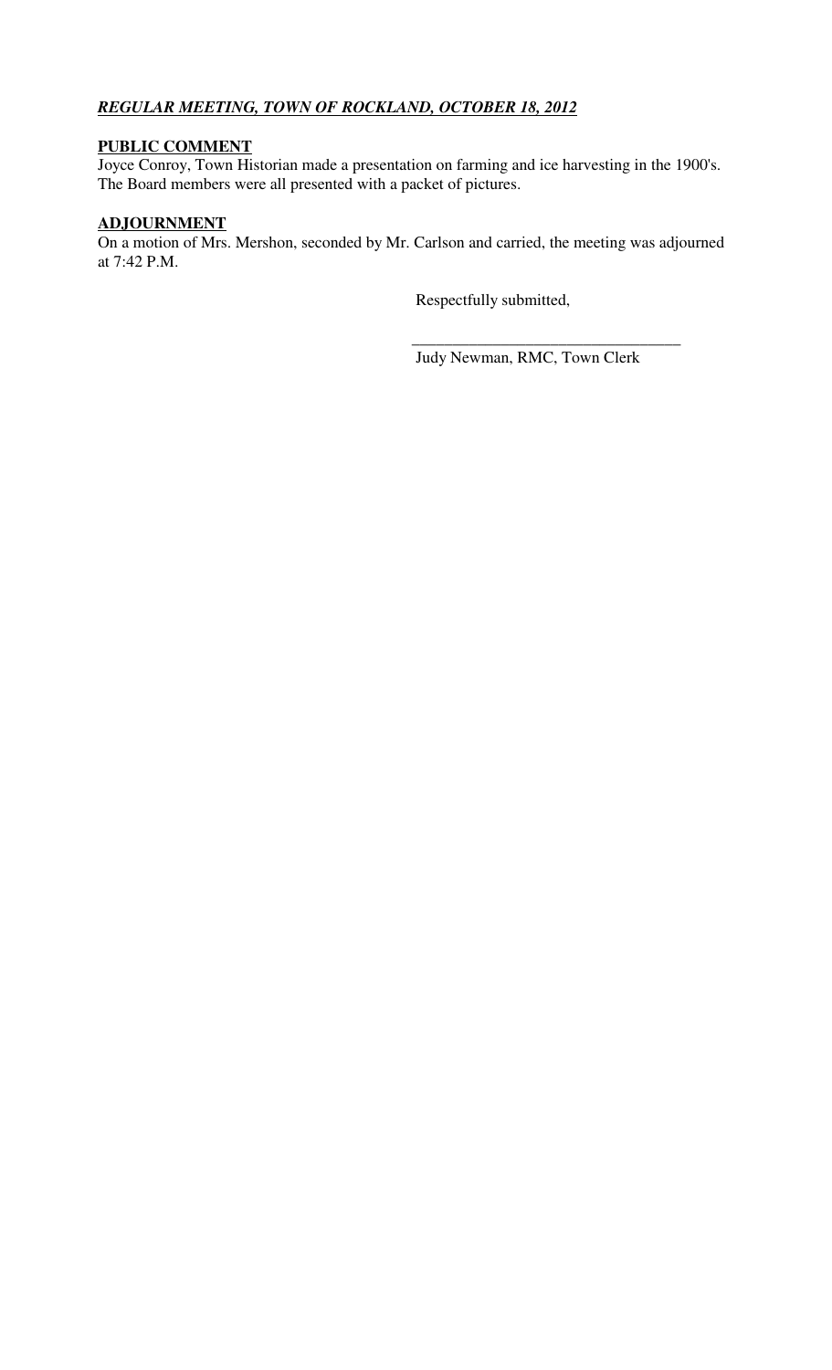***REGULAR MEETING, TOWN OF ROCKLAND, OCTOBER 18, 2012***

**PUBLIC COMMENT**

Joyce Conroy, Town Historian made a presentation on farming and ice harvesting in the 1900's. The Board members were all presented with a packet of pictures.

**ADJOURNMENT**

On a motion of Mrs. Mershon, seconded by Mr. Carlson and carried, the meeting was adjourned at 7:42 P.M.

Respectfully submitted,

_________________________________

Judy Newman, RMC, Town Clerk